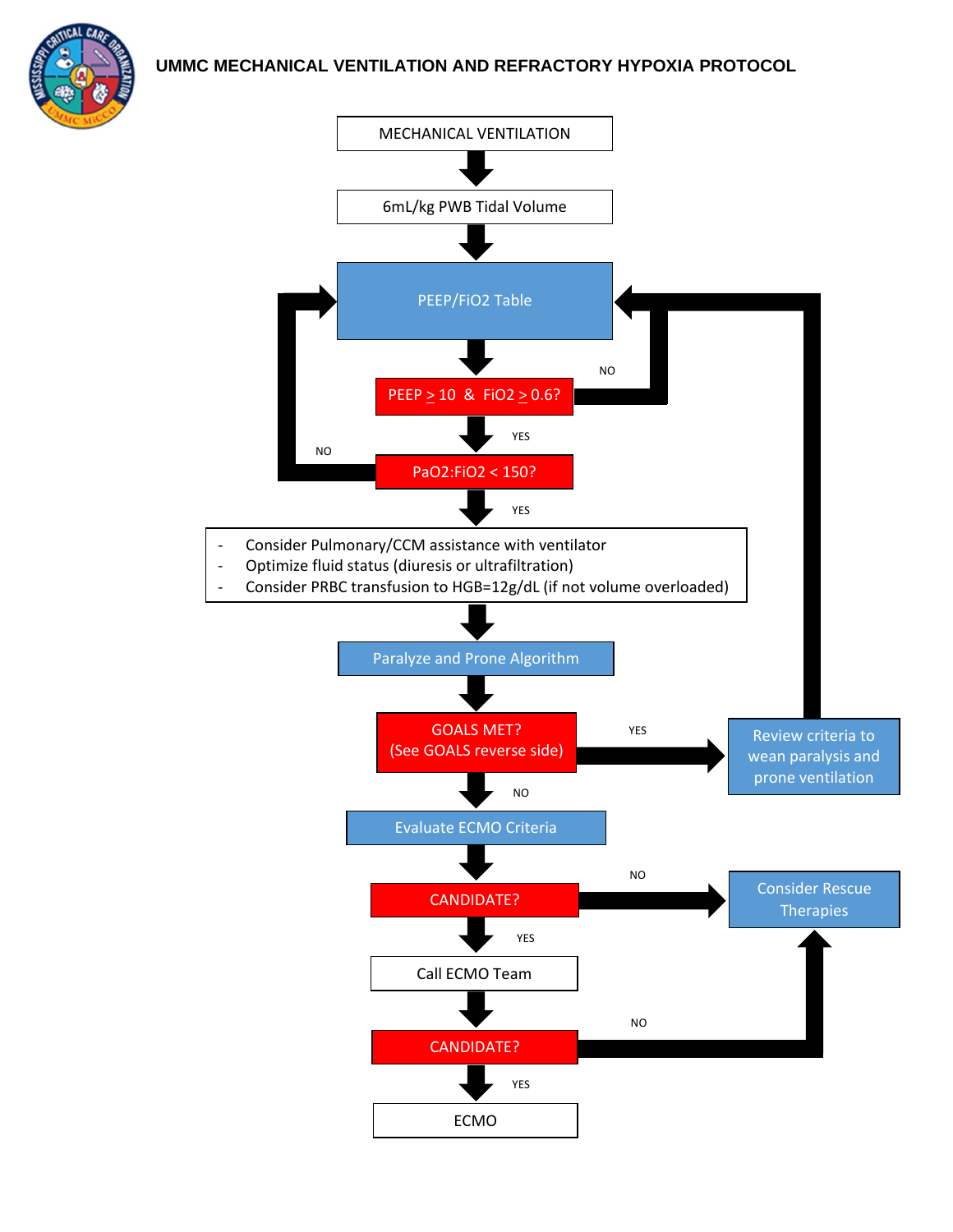# UMMC MECHANICAL VENTILATION AND REFRACTORY HYPOXIA PROTOCOL

MECHANICAL VENTILATION

6mL/kg PWB Tidal Volume

PEEP/FiO2 Table

PEEP ≥ 10 & FiO2 ≥ 0.6?

NO

YES

PaO2:FiO2 < 150?

NO

YES

- Consider Pulmonary/CCM assistance with ventilator
- Optimize fluid status (diuresis or ultrafiltration)
- Consider PRBC transfusion to HGB=12g/dL (if not volume overloaded)

Paralyze and Prone Algorithm

GOALS MET?
(See GOALS reverse side)

YES

Review criteria to wean paralysis and prone ventilation

NO

Evaluate ECMO Criteria

CANDIDATE?

NO

Consider Rescue Therapies

YES

Call ECMO Team

CANDIDATE?

NO

YES

ECMO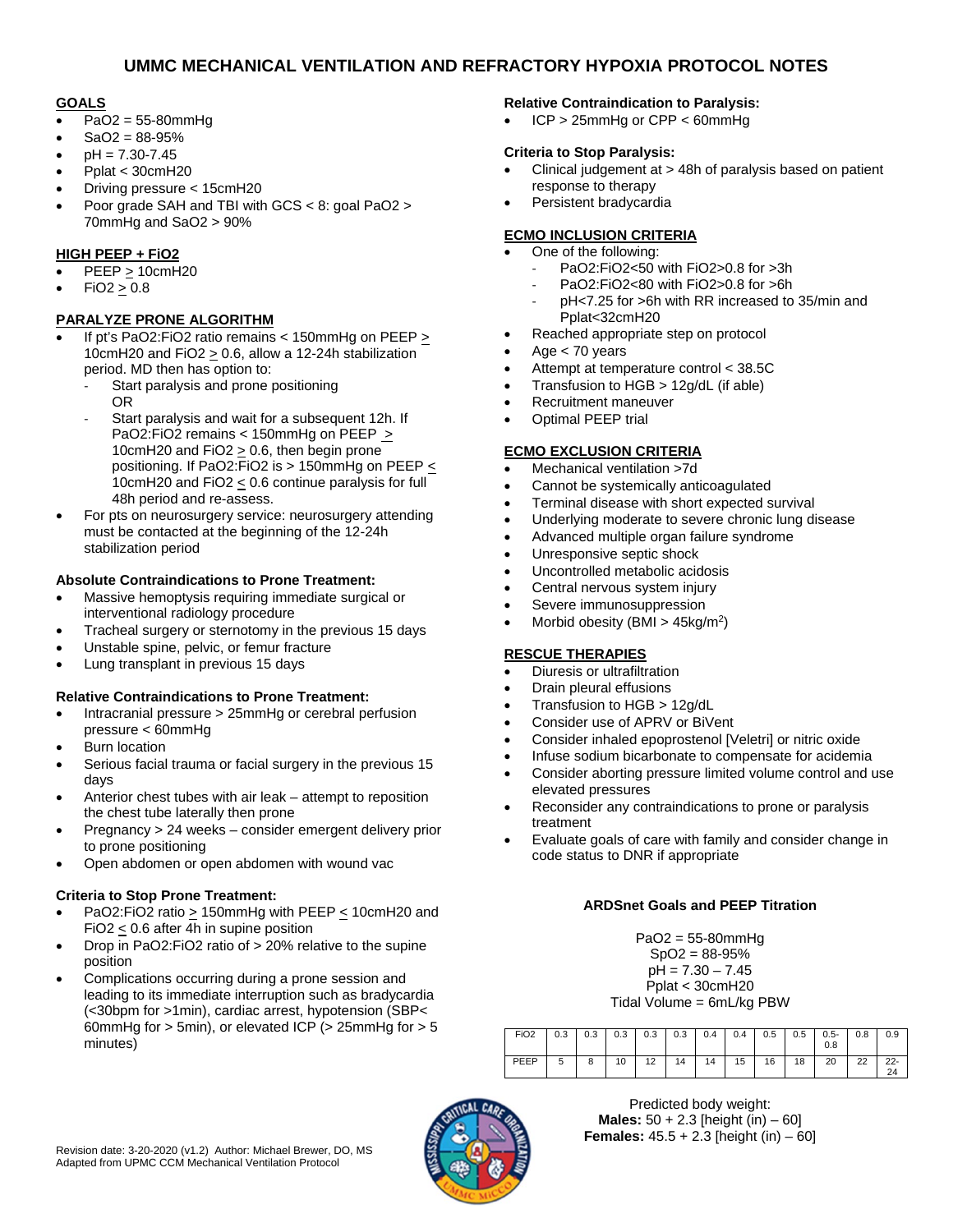# UMMC MECHANICAL VENTILATION AND REFRACTORY HYPOXIA PROTOCOL NOTES

## GOALS

- $PaO_2$ = 55-80mmHg
- $SaO_2$ = 88-95%
- pH = 7.30-7.45
- Pplat < 30cmH20
- Driving pressure < 15cmH20
- Poor grade SAH and TBI with GCS < 8: goal $PaO_2$ > 70mmHg and $SaO_2$ > 90%

## HIGH PEEP + FiO2

- PEEP ≥ 10cmH20
- $FiO_2$ ≥ 0.8

## PARALYZE PRONE ALGORITHM

- If pt's $PaO_2$:$FiO_2$ ratio remains < 150mmHg on PEEP ≥ 10cmH20 and $FiO_2$ ≥ 0.6, allow a 12-24h stabilization period. MD then has option to:
  - Start paralysis and prone positioning OR
  - Start paralysis and wait for a subsequent 12h. If $PaO_2$:$FiO_2$ remains < 150mmHg on PEEP ≥ 10cmH20 and $FiO_2$ ≥ 0.6, then begin prone positioning. If $PaO_2$:$FiO_2$ is > 150mmHg on PEEP ≤ 10cmH20 and $FiO_2$ ≤ 0.6 continue paralysis for full 48h period and re-assess.
- For pts on neurosurgery service: neurosurgery attending must be contacted at the beginning of the 12-24h stabilization period

### Absolute Contraindications to Prone Treatment:

- Massive hemoptysis requiring immediate surgical or interventional radiology procedure
- Tracheal surgery or sternotomy in the previous 15 days
- Unstable spine, pelvic, or femur fracture
- Lung transplant in previous 15 days

### Relative Contraindications to Prone Treatment:

- Intracranial pressure > 25mmHg or cerebral perfusion pressure < 60mmHg
- Burn location
- Serious facial trauma or facial surgery in the previous 15 days
- Anterior chest tubes with air leak – attempt to reposition the chest tube laterally then prone
- Pregnancy > 24 weeks – consider emergent delivery prior to prone positioning
- Open abdomen or open abdomen with wound vac

### Criteria to Stop Prone Treatment:

- $PaO_2$:$FiO_2$ ratio ≥ 150mmHg with PEEP ≤ 10cmH20 and $FiO_2$ ≤ 0.6 after 4h in supine position
- Drop in $PaO_2$:$FiO_2$ ratio of > 20% relative to the supine position
- Complications occurring during a prone session and leading to its immediate interruption such as bradycardia (<30bpm for >1min), cardiac arrest, hypotension (SBP< 60mmHg for > 5min), or elevated ICP (> 25mmHg for > 5 minutes)

### Relative Contraindication to Paralysis:

- ICP > 25mmHg or CPP < 60mmHg

### Criteria to Stop Paralysis:

- Clinical judgement at > 48h of paralysis based on patient response to therapy
- Persistent bradycardia

## ECMO INCLUSION CRITERIA

- One of the following:
  - $PaO_2$:$FiO_2$<50 with $FiO_2$>0.8 for >3h
  - $PaO_2$:$FiO_2$<80 with $FiO_2$>0.8 for >6h
  - pH<7.25 for >6h with RR increased to 35/min and Pplat<32cmH20
- Reached appropriate step on protocol
- Age < 70 years
- Attempt at temperature control < 38.5C
- Transfusion to HGB > 12g/dL (if able)
- Recruitment maneuver
- Optimal PEEP trial

## ECMO EXCLUSION CRITERIA

- Mechanical ventilation >7d
- Cannot be systemically anticoagulated
- Terminal disease with short expected survival
- Underlying moderate to severe chronic lung disease
- Advanced multiple organ failure syndrome
- Unresponsive septic shock
- Uncontrolled metabolic acidosis
- Central nervous system injury
- Severe immunosuppression
- Morbid obesity (BMI > 45kg/$m^2$)

## RESCUE THERAPIES

- Diuresis or ultrafiltration
- Drain pleural effusions
- Transfusion to HGB > 12g/dL
- Consider use of APRV or BiVent
- Consider inhaled epoprostenol [Veletri] or nitric oxide
- Infuse sodium bicarbonate to compensate for acidemia
- Consider aborting pressure limited volume control and use elevated pressures
- Reconsider any contraindications to prone or paralysis treatment
- Evaluate goals of care with family and consider change in code status to DNR if appropriate

### ARDSnet Goals and PEEP Titration

$PaO_2$ = 55-80mmHg
$SpO_2$ = 88-95%
pH = 7.30 – 7.45
Pplat < 30cmH20
Tidal Volume = 6mL/kg PBW

| | | | | | | | | | | | | |
|---|---|---|---|---|---|---|---|---|---|---|---|---|
| FiO2 | 0.3 | 0.3 | 0.3 | 0.3 | 0.3 | 0.4 | 0.4 | 0.5 | 0.5 | 0.5-0.8 | 0.8 | 0.9 |
| PEEP | 5 | 8 | 10 | 12 | 14 | 14 | 15 | 16 | 18 | 20 | 22 | 22-24 |

Predicted body weight:
**Males:** 50 + 2.3 [height (in) – 60]
**Females:** 45.5 + 2.3 [height (in) – 60]

Revision date: 3-20-2020 (v1.2) Author: Michael Brewer, DO, MS
Adapted from UPMC CCM Mechanical Ventilation Protocol